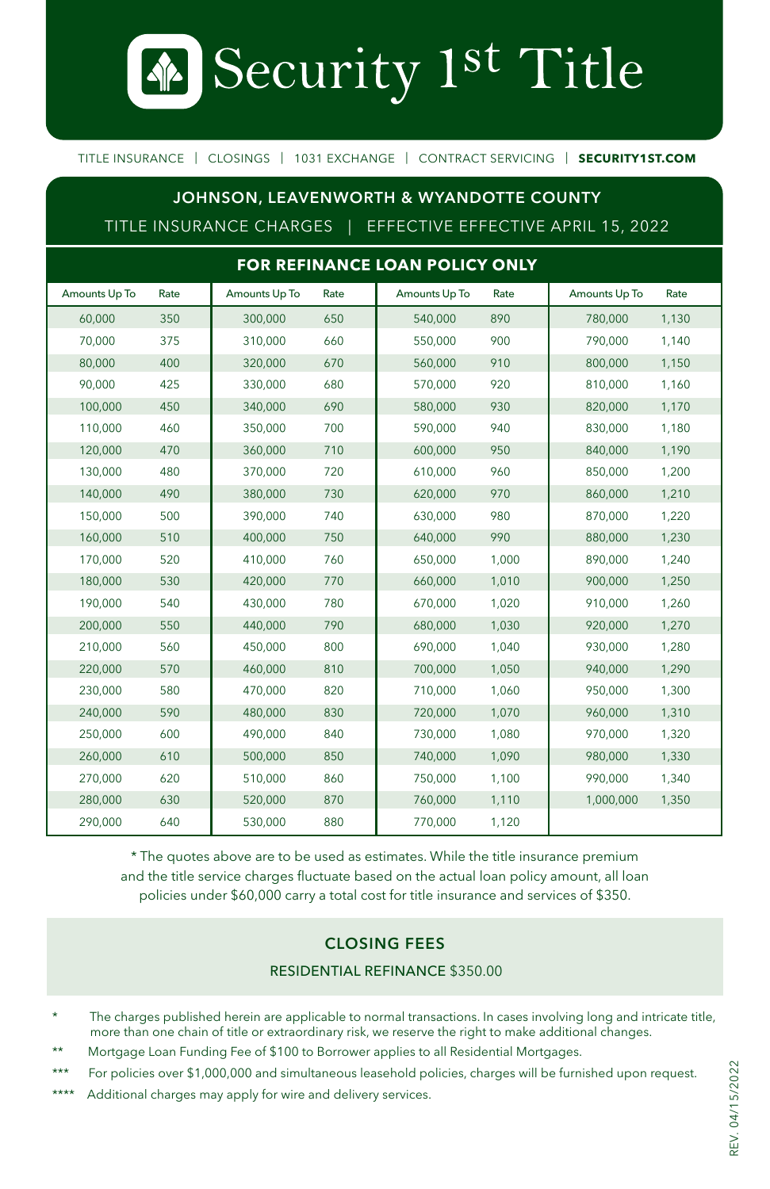# Security 1st Title

TITLE INSURANCE | CLOSINGS | 1031 EXCHANGE | CONTRACT SERVICING | **SECURITY1ST.COM**

## JOHNSON, LEAVENWORTH & WYANDOTTE COUNTY

TITLE INSURANCE CHARGES | EFFECTIVE EFFECTIVE APRIL 15, 2022

### FOR REFINANCE LOAN POLICY ONLY

| Amounts Up To | Rate | Amounts Up To | Rate | Amounts Up To | Rate | Amounts Up To | Rate |
|---|---|---|---|---|---|---|---|
| 60,000 | 350 | 300,000 | 650 | 540,000 | 890 | 780,000 | 1,130 |
| 70,000 | 375 | 310,000 | 660 | 550,000 | 900 | 790,000 | 1,140 |
| 80,000 | 400 | 320,000 | 670 | 560,000 | 910 | 800,000 | 1,150 |
| 90,000 | 425 | 330,000 | 680 | 570,000 | 920 | 810,000 | 1,160 |
| 100,000 | 450 | 340,000 | 690 | 580,000 | 930 | 820,000 | 1,170 |
| 110,000 | 460 | 350,000 | 700 | 590,000 | 940 | 830,000 | 1,180 |
| 120,000 | 470 | 360,000 | 710 | 600,000 | 950 | 840,000 | 1,190 |
| 130,000 | 480 | 370,000 | 720 | 610,000 | 960 | 850,000 | 1,200 |
| 140,000 | 490 | 380,000 | 730 | 620,000 | 970 | 860,000 | 1,210 |
| 150,000 | 500 | 390,000 | 740 | 630,000 | 980 | 870,000 | 1,220 |
| 160,000 | 510 | 400,000 | 750 | 640,000 | 990 | 880,000 | 1,230 |
| 170,000 | 520 | 410,000 | 760 | 650,000 | 1,000 | 890,000 | 1,240 |
| 180,000 | 530 | 420,000 | 770 | 660,000 | 1,010 | 900,000 | 1,250 |
| 190,000 | 540 | 430,000 | 780 | 670,000 | 1,020 | 910,000 | 1,260 |
| 200,000 | 550 | 440,000 | 790 | 680,000 | 1,030 | 920,000 | 1,270 |
| 210,000 | 560 | 450,000 | 800 | 690,000 | 1,040 | 930,000 | 1,280 |
| 220,000 | 570 | 460,000 | 810 | 700,000 | 1,050 | 940,000 | 1,290 |
| 230,000 | 580 | 470,000 | 820 | 710,000 | 1,060 | 950,000 | 1,300 |
| 240,000 | 590 | 480,000 | 830 | 720,000 | 1,070 | 960,000 | 1,310 |
| 250,000 | 600 | 490,000 | 840 | 730,000 | 1,080 | 970,000 | 1,320 |
| 260,000 | 610 | 500,000 | 850 | 740,000 | 1,090 | 980,000 | 1,330 |
| 270,000 | 620 | 510,000 | 860 | 750,000 | 1,100 | 990,000 | 1,340 |
| 280,000 | 630 | 520,000 | 870 | 760,000 | 1,110 | 1,000,000 | 1,350 |
| 290,000 | 640 | 530,000 | 880 | 770,000 | 1,120 | | |

* The quotes above are to be used as estimates. While the title insurance premium and the title service charges fluctuate based on the actual loan policy amount, all loan policies under $60,000 carry a total cost for title insurance and services of $350.

### CLOSING FEES

RESIDENTIAL REFINANCE $350.00

- * The charges published herein are applicable to normal transactions. In cases involving long and intricate title, more than one chain of title or extraordinary risk, we reserve the right to make additional changes.
- ** Mortgage Loan Funding Fee of $100 to Borrower applies to all Residential Mortgages.
- *** For policies over $1,000,000 and simultaneous leasehold policies, charges will be furnished upon request.
- **** Additional charges may apply for wire and delivery services.

REV. 04/15/2022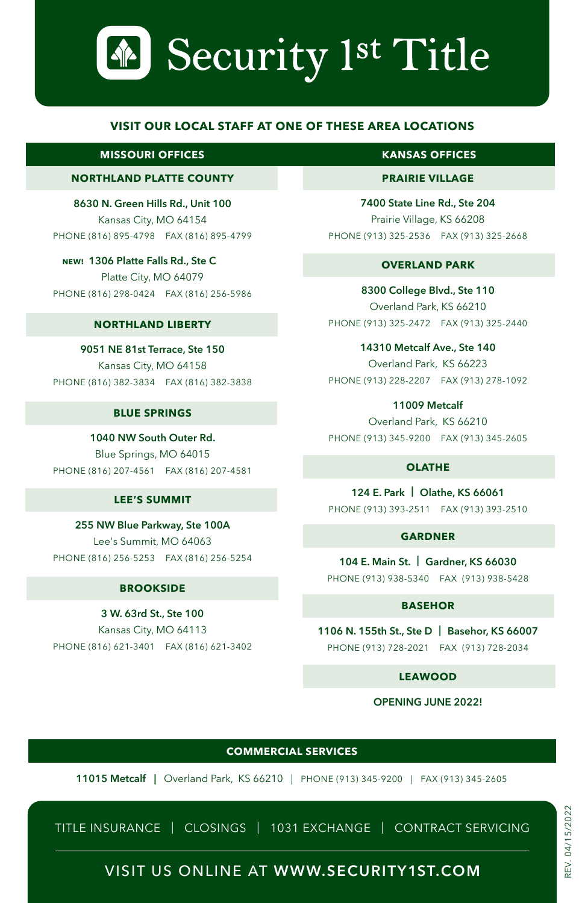# Security 1st Title

**VISIT OUR LOCAL STAFF AT ONE OF THESE AREA LOCATIONS**

## MISSOURI OFFICES

### NORTHLAND PLATTE COUNTY

**8630 N. Green Hills Rd., Unit 100**
Kansas City, MO 64154
PHONE (816) 895-4798 FAX (816) 895-4799

**NEW! 1306 Platte Falls Rd., Ste C**
Platte City, MO 64079
PHONE (816) 298-0424 FAX (816) 256-5986

### NORTHLAND LIBERTY

**9051 NE 81st Terrace, Ste 150**
Kansas City, MO 64158
PHONE (816) 382-3834 FAX (816) 382-3838

### BLUE SPRINGS

**1040 NW South Outer Rd.**
Blue Springs, MO 64015
PHONE (816) 207-4561 FAX (816) 207-4581

### LEE'S SUMMIT

**255 NW Blue Parkway, Ste 100A**
Lee's Summit, MO 64063
PHONE (816) 256-5253 FAX (816) 256-5254

### BROOKSIDE

**3 W. 63rd St., Ste 100**
Kansas City, MO 64113
PHONE (816) 621-3401 FAX (816) 621-3402

## KANSAS OFFICES

### PRAIRIE VILLAGE

**7400 State Line Rd., Ste 204**
Prairie Village, KS 66208
PHONE (913) 325-2536 FAX (913) 325-2668

### OVERLAND PARK

**8300 College Blvd., Ste 110**
Overland Park, KS 66210
PHONE (913) 325-2472 FAX (913) 325-2440

**14310 Metcalf Ave., Ste 140**
Overland Park, KS 66223
PHONE (913) 228-2207 FAX (913) 278-1092

**11009 Metcalf**
Overland Park, KS 66210
PHONE (913) 345-9200 FAX (913) 345-2605

### OLATHE

**124 E. Park | Olathe, KS 66061**
PHONE (913) 393-2511 FAX (913) 393-2510

### GARDNER

**104 E. Main St. | Gardner, KS 66030**
PHONE (913) 938-5340 FAX (913) 938-5428

### BASEHOR

**1106 N. 155th St., Ste D | Basehor, KS 66007**
PHONE (913) 728-2021 FAX (913) 728-2034

### LEAWOOD

**OPENING JUNE 2022!**

## COMMERCIAL SERVICES

**11015 Metcalf |** Overland Park, KS 66210 | PHONE (913) 345-9200 | FAX (913) 345-2605

TITLE INSURANCE | CLOSINGS | 1031 EXCHANGE | CONTRACT SERVICING

VISIT US ONLINE AT **WWW.SECURITY1ST.COM**

REV. 04/15/2022